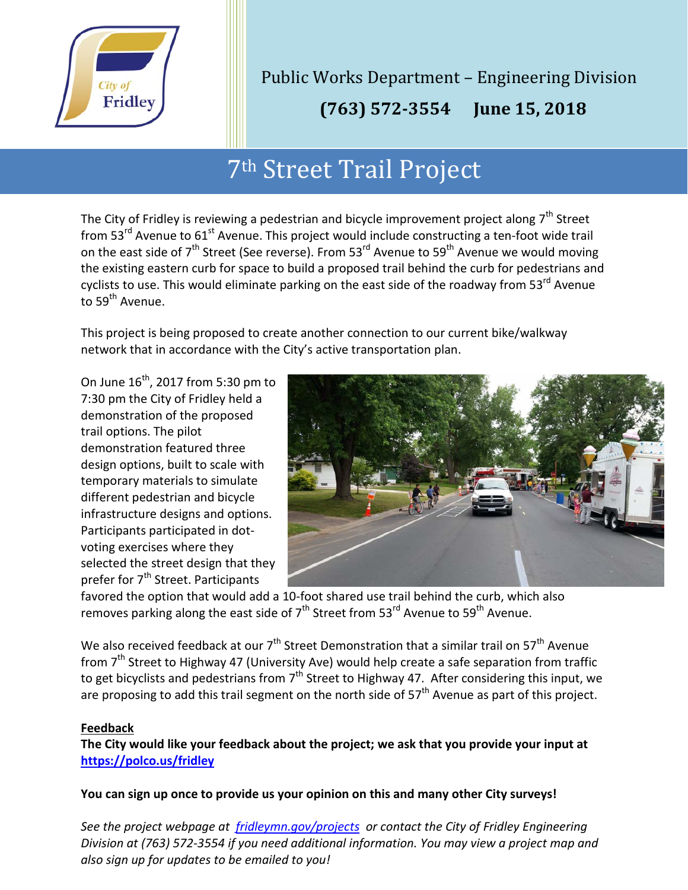City of Fridley

Public Works Department – Engineering Division

**(763) 572-3554 June 15, 2018**

# 7th Street Trail Project

The City of Fridley is reviewing a pedestrian and bicycle improvement project along 7th Street from 53rd Avenue to 61st Avenue. This project would include constructing a ten-foot wide trail on the east side of 7th Street (See reverse). From 53rd Avenue to 59th Avenue we would moving the existing eastern curb for space to build a proposed trail behind the curb for pedestrians and cyclists to use. This would eliminate parking on the east side of the roadway from 53rd Avenue to 59th Avenue.

This project is being proposed to create another connection to our current bike/walkway network that in accordance with the City's active transportation plan.

On June 16th, 2017 from 5:30 pm to 7:30 pm the City of Fridley held a demonstration of the proposed trail options. The pilot demonstration featured three design options, built to scale with temporary materials to simulate different pedestrian and bicycle infrastructure designs and options. Participants participated in dot-voting exercises where they selected the street design that they prefer for 7th Street. Participants favored the option that would add a 10-foot shared use trail behind the curb, which also removes parking along the east side of 7th Street from 53rd Avenue to 59th Avenue.

We also received feedback at our 7th Street Demonstration that a similar trail on 57th Avenue from 7th Street to Highway 47 (University Ave) would help create a safe separation from traffic to get bicyclists and pedestrians from 7th Street to Highway 47. After considering this input, we are proposing to add this trail segment on the north side of 57th Avenue as part of this project.

**Feedback**

**The City would like your feedback about the project; we ask that you provide your input at https://polco.us/fridley**

**You can sign up once to provide us your opinion on this and many other City surveys!**

*See the project webpage at fridleymn.gov/projects or contact the City of Fridley Engineering Division at (763) 572-3554 if you need additional information. You may view a project map and also sign up for updates to be emailed to you!*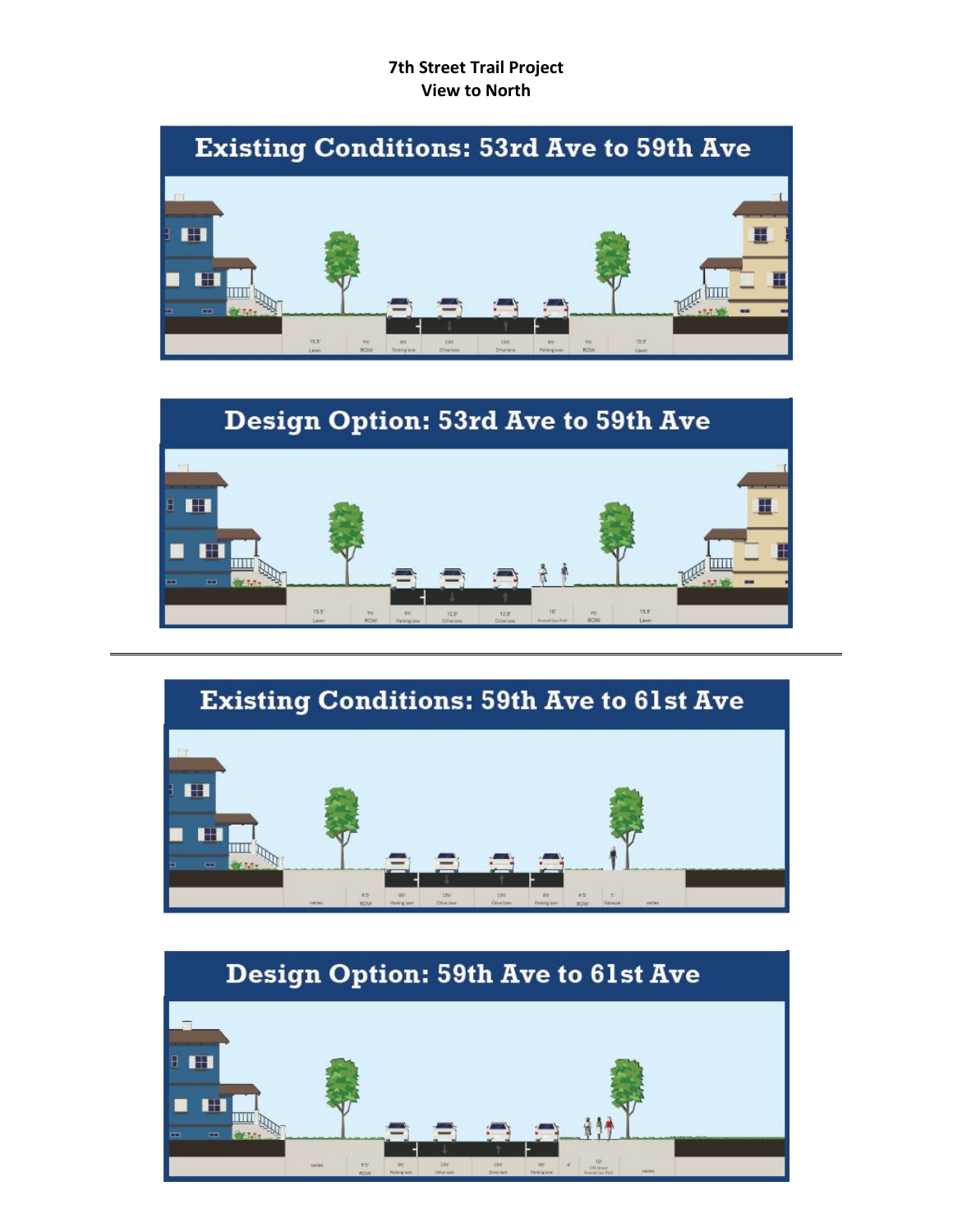**7th Street Trail Project**
**View to North**

## Existing Conditions: 53rd Ave to 59th Ave

15.5'
Lawn

9½'
ROW

8½'
Parking lane

13½'
Drive lane

13½'
Drive lane

8½'
Parking lane

9½'
ROW

15.5'
Lawn

## Design Option: 53rd Ave to 59th Ave

15.5'
Lawn

9½'
ROW

8½'
Parking lane

12.8'
Drive lane

12.8'
Drive lane

10'
Shared Use Path

9½'
ROW

15.5'
Lawn

---

## Existing Conditions: 59th Ave to 61st Ave

varies

9.5'
ROW

8½'
Parking lane

13½'
Drive lane

13½'
Drive lane

8½'
Parking lane

9.5'
ROW

5'
Sidewalk

varies

## Design Option: 59th Ave to 61st Ave

varies

9.5'
ROW

8½'
Parking lane

13½'
Drive lane

13½'
Drive lane

8½'
Parking lane

4'

10'
Off Street
Shared Use Path

varies